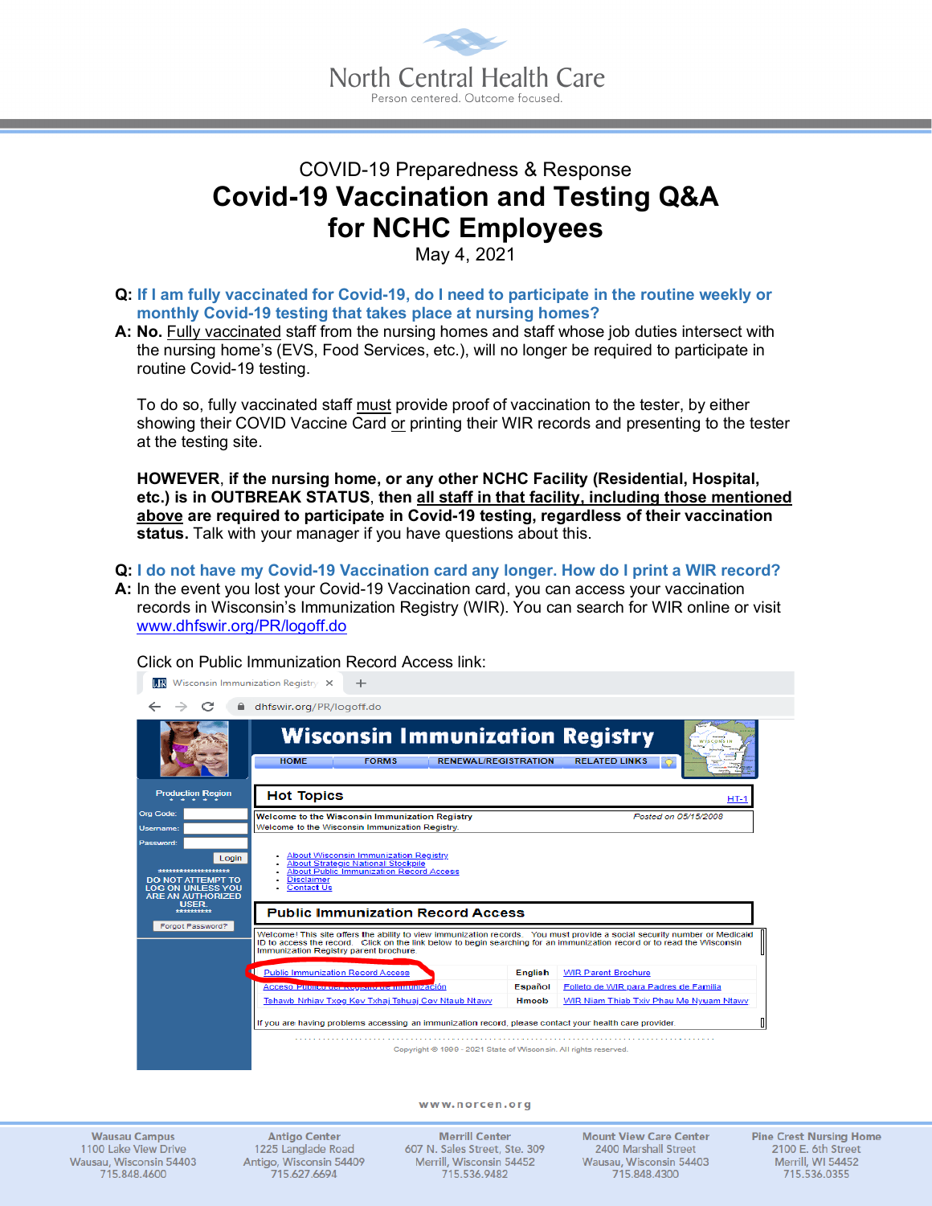North Central Health Care

Person centered. Outcome focused.

COVID-19 Preparedness & Response

# Covid-19 Vaccination and Testing Q&A for NCHC Employees

May 4, 2021

**Q: If I am fully vaccinated for Covid-19, do I need to participate in the routine weekly or monthly Covid-19 testing that takes place at nursing homes?**

**A: No.** Fully vaccinated staff from the nursing homes and staff whose job duties intersect with the nursing home's (EVS, Food Services, etc.), will no longer be required to participate in routine Covid-19 testing.

To do so, fully vaccinated staff must provide proof of vaccination to the tester, by either showing their COVID Vaccine Card or printing their WIR records and presenting to the tester at the testing site.

**HOWEVER, if the nursing home, or any other NCHC Facility (Residential, Hospital, etc.) is in OUTBREAK STATUS, then all staff in that facility, including those mentioned above are required to participate in Covid-19 testing, regardless of their vaccination status.** Talk with your manager if you have questions about this.

**Q: I do not have my Covid-19 Vaccination card any longer. How do I print a WIR record?**

**A:** In the event you lost your Covid-19 Vaccination card, you can access your vaccination records in Wisconsin's Immunization Registry (WIR). You can search for WIR online or visit www.dhfswir.org/PR/logoff.do

Click on Public Immunization Record Access link:

www.norcen.org

| Wausau Campus | Antigo Center | Merrill Center | Mount View Care Center | Pine Crest Nursing Home |
|---|---|---|---|---|
| 1100 Lake View Drive | 1225 Langlade Road | 607 N. Sales Street, Ste. 309 | 2400 Marshall Street | 2100 E. 6th Street |
| Wausau, Wisconsin 54403 | Antigo, Wisconsin 54409 | Merrill, Wisconsin 54452 | Wausau, Wisconsin 54403 | Merrill, WI 54452 |
| 715.848.4600 | 715.627.6694 | 715.536.9482 | 715.848.4300 | 715.536.0355 |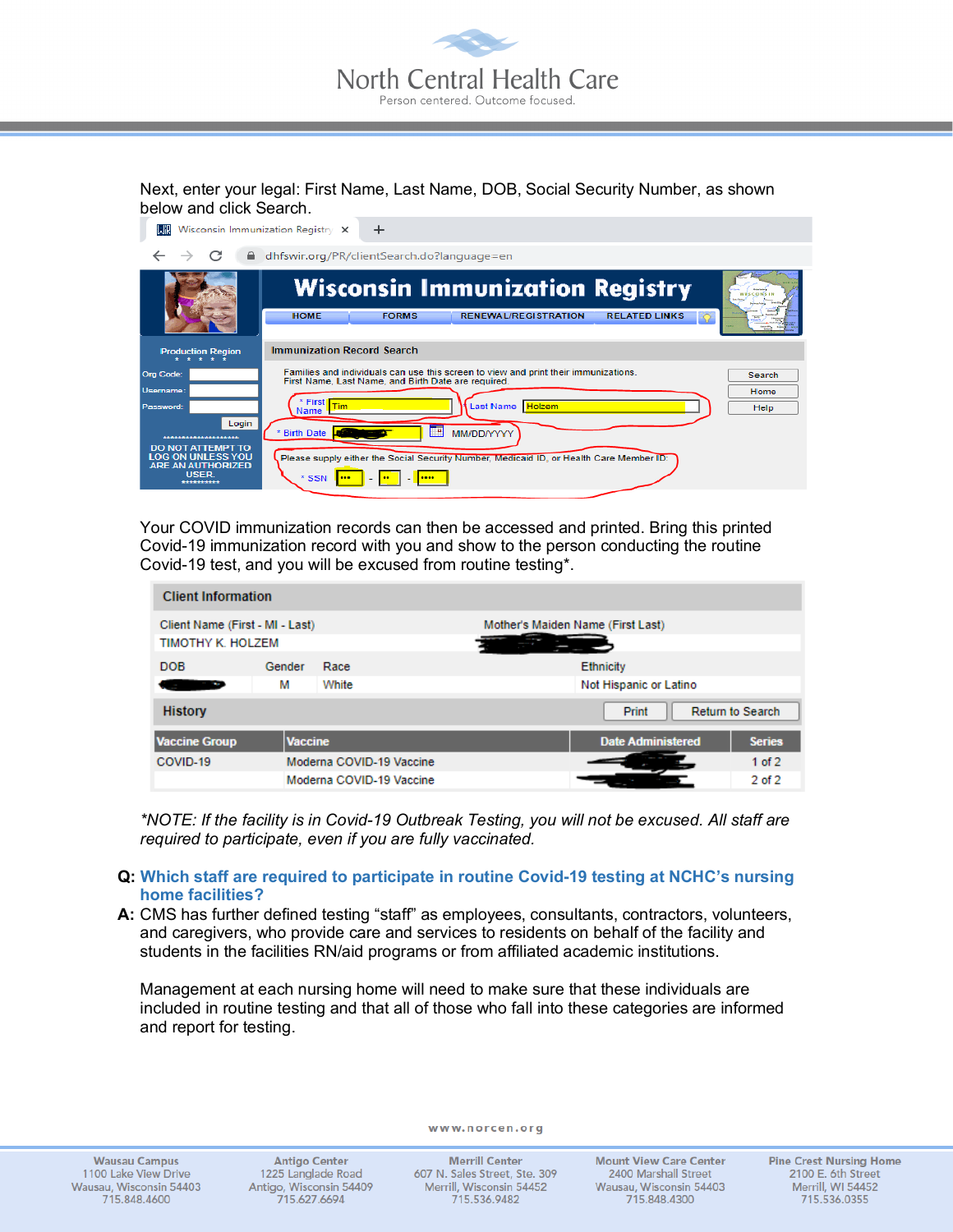Next, enter your legal: First Name, Last Name, DOB, Social Security Number, as shown below and click Search.

Your COVID immunization records can then be accessed and printed. Bring this printed Covid-19 immunization record with you and show to the person conducting the routine Covid-19 test, and you will be excused from routine testing*.

*NOTE: If the facility is in Covid-19 Outbreak Testing, you will not be excused. All staff are required to participate, even if you are fully vaccinated.*

**Q: Which staff are required to participate in routine Covid-19 testing at NCHC's nursing home facilities?**

**A:** CMS has further defined testing "staff" as employees, consultants, contractors, volunteers, and caregivers, who provide care and services to residents on behalf of the facility and students in the facilities RN/aid programs or from affiliated academic institutions.

Management at each nursing home will need to make sure that these individuals are included in routine testing and that all of those who fall into these categories are informed and report for testing.